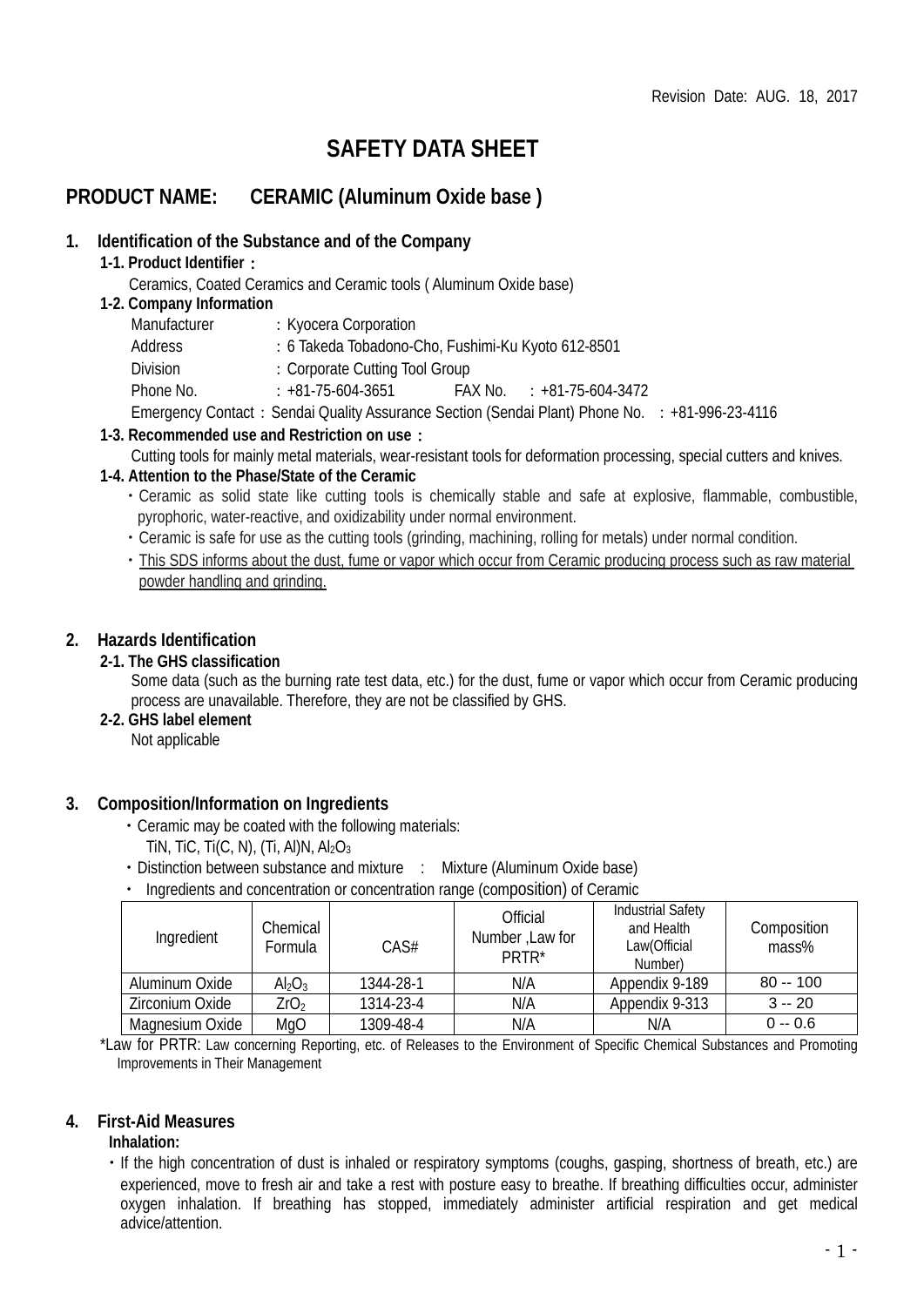Revision Date: AUG. 18, 2017

# SAFETY DATA SHEET

## PRODUCT NAME: CERAMIC (Aluminum Oxide base )

### 1. Identification of the Substance and of the Company

**1-1. Product Identifier :**

Ceramics, Coated Ceramics and Ceramic tools ( Aluminum Oxide base)

**1-2. Company Information**

Manufacturer : Kyocera Corporation

Address : 6 Takeda Tobadono-Cho, Fushimi-Ku Kyoto 612-8501

Division : Corporate Cutting Tool Group

Phone No. : +81-75-604-3651 FAX No. : +81-75-604-3472

Emergency Contact : Sendai Quality Assurance Section (Sendai Plant) Phone No. : +81-996-23-4116

**1-3. Recommended use and Restriction on use :**

Cutting tools for mainly metal materials, wear-resistant tools for deformation processing, special cutters and knives.

**1-4. Attention to the Phase/State of the Ceramic**

- Ceramic as solid state like cutting tools is chemically stable and safe at explosive, flammable, combustible, pyrophoric, water-reactive, and oxidizability under normal environment.
- Ceramic is safe for use as the cutting tools (grinding, machining, rolling for metals) under normal condition.
- <u>This SDS informs about the dust, fume or vapor which occur from Ceramic producing process such as raw material powder handling and grinding.</u>

### 2. Hazards Identification

**2-1. The GHS classification**

Some data (such as the burning rate test data, etc.) for the dust, fume or vapor which occur from Ceramic producing process are unavailable. Therefore, they are not be classified by GHS.

**2-2. GHS label element**

Not applicable

### 3. Composition/Information on Ingredients

- Ceramic may be coated with the following materials:
  TiN, TiC, Ti(C, N), (Ti, Al)N, $Al_2O_3$
- Distinction between substance and mixture : Mixture (Aluminum Oxide base)
- Ingredients and concentration or concentration range (composition) of Ceramic

| Ingredient | Chemical Formula | CAS# | Official Number ,Law for PRTR* | Industrial Safety and Health Law(Official Number) | Composition mass% |
|---|---|---|---|---|---|
| Aluminum Oxide | $Al_2O_3$ | 1344-28-1 | N/A | Appendix 9-189 | 80 -- 100 |
| Zirconium Oxide | $ZrO_2$ | 1314-23-4 | N/A | Appendix 9-313 | 3 -- 20 |
| Magnesium Oxide | MgO | 1309-48-4 | N/A | N/A | 0 -- 0.6 |

*Law for PRTR: Law concerning Reporting, etc. of Releases to the Environment of Specific Chemical Substances and Promoting Improvements in Their Management

### 4. First-Aid Measures

**Inhalation:**

- If the high concentration of dust is inhaled or respiratory symptoms (coughs, gasping, shortness of breath, etc.) are experienced, move to fresh air and take a rest with posture easy to breathe. If breathing difficulties occur, administer oxygen inhalation. If breathing has stopped, immediately administer artificial respiration and get medical advice/attention.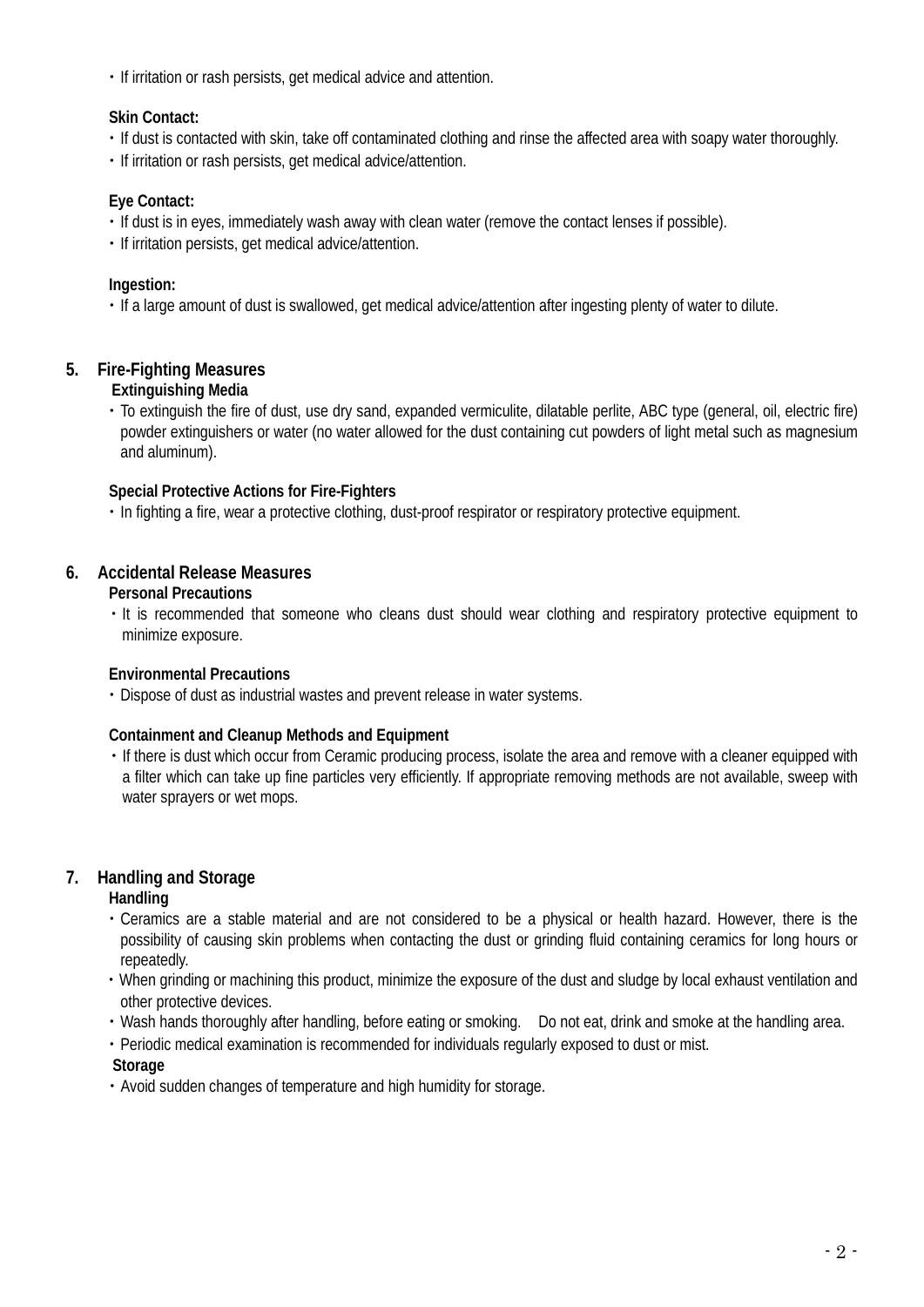・If irritation or rash persists, get medical advice and attention.

**Skin Contact:**

・If dust is contacted with skin, take off contaminated clothing and rinse the affected area with soapy water thoroughly.

・If irritation or rash persists, get medical advice/attention.

**Eye Contact:**

・If dust is in eyes, immediately wash away with clean water (remove the contact lenses if possible).

・If irritation persists, get medical advice/attention.

**Ingestion:**

・If a large amount of dust is swallowed, get medical advice/attention after ingesting plenty of water to dilute.

## 5. Fire-Fighting Measures

**Extinguishing Media**

・To extinguish the fire of dust, use dry sand, expanded vermiculite, dilatable perlite, ABC type (general, oil, electric fire) powder extinguishers or water (no water allowed for the dust containing cut powders of light metal such as magnesium and aluminum).

**Special Protective Actions for Fire-Fighters**

・In fighting a fire, wear a protective clothing, dust-proof respirator or respiratory protective equipment.

## 6. Accidental Release Measures

**Personal Precautions**

・It is recommended that someone who cleans dust should wear clothing and respiratory protective equipment to minimize exposure.

**Environmental Precautions**

・Dispose of dust as industrial wastes and prevent release in water systems.

**Containment and Cleanup Methods and Equipment**

・If there is dust which occur from Ceramic producing process, isolate the area and remove with a cleaner equipped with a filter which can take up fine particles very efficiently. If appropriate removing methods are not available, sweep with water sprayers or wet mops.

## 7. Handling and Storage

**Handling**

・Ceramics are a stable material and are not considered to be a physical or health hazard. However, there is the possibility of causing skin problems when contacting the dust or grinding fluid containing ceramics for long hours or repeatedly.

・When grinding or machining this product, minimize the exposure of the dust and sludge by local exhaust ventilation and other protective devices.

・Wash hands thoroughly after handling, before eating or smoking.　Do not eat, drink and smoke at the handling area.

・Periodic medical examination is recommended for individuals regularly exposed to dust or mist.

**Storage**

・Avoid sudden changes of temperature and high humidity for storage.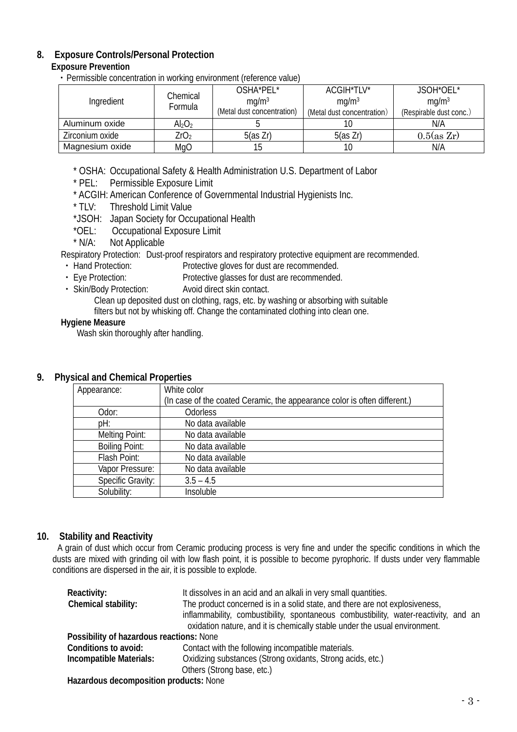## 8. Exposure Controls/Personal Protection

**Exposure Prevention**

・Permissible concentration in working environment (reference value)

| Ingredient | Chemical Formula | OSHA*PEL* mg/m³ (Metal dust concentration) | ACGIH*TLV* mg/m³ (Metal dust concentration) | JSOH*OEL* mg/m³ (Respirable dust conc.) |
|---|---|---|---|---|
| Aluminum oxide | $Al_2O_2$ | 5 | 10 | N/A |
| Zirconium oxide | $ZrO_2$ | 5(as Zr) | 5(as Zr) | 0.5(as Zr) |
| Magnesium oxide | MgO | 15 | 10 | N/A |

\* OSHA: Occupational Safety & Health Administration U.S. Department of Labor
\* PEL: Permissible Exposure Limit
\* ACGIH: American Conference of Governmental Industrial Hygienists Inc.
\* TLV: Threshold Limit Value
*JSOH: Japan Society for Occupational Health
*OEL: Occupational Exposure Limit
\* N/A: Not Applicable

Respiratory Protection: Dust-proof respirators and respiratory protective equipment are recommended.

- Hand Protection: Protective gloves for dust are recommended.
- Eye Protection: Protective glasses for dust are recommended.
- Skin/Body Protection: Avoid direct skin contact.
  Clean up deposited dust on clothing, rags, etc. by washing or absorbing with suitable filters but not by whisking off. Change the contaminated clothing into clean one.

**Hygiene Measure**

Wash skin thoroughly after handling.

## 9. Physical and Chemical Properties

| Appearance: | White color (In case of the coated Ceramic, the appearance color is often different.) |
|---|---|
| Odor: | Odorless |
| pH: | No data available |
| Melting Point: | No data available |
| Boiling Point: | No data available |
| Flash Point: | No data available |
| Vapor Pressure: | No data available |
| Specific Gravity: | 3.5 – 4.5 |
| Solubility: | Insoluble |

## 10. Stability and Reactivity

A grain of dust which occur from Ceramic producing process is very fine and under the specific conditions in which the dusts are mixed with grinding oil with low flash point, it is possible to become pyrophoric. If dusts under very flammable conditions are dispersed in the air, it is possible to explode.

**Reactivity:** It dissolves in an acid and an alkali in very small quantities.

**Chemical stability:** The product concerned is in a solid state, and there are not explosiveness, inflammability, combustibility, spontaneous combustibility, water-reactivity, and an oxidation nature, and it is chemically stable under the usual environment.

**Possibility of hazardous reactions:** None

**Conditions to avoid:** Contact with the following incompatible materials.

**Incompatible Materials:** Oxidizing substances (Strong oxidants, Strong acids, etc.)
Others (Strong base, etc.)

**Hazardous decomposition products:** None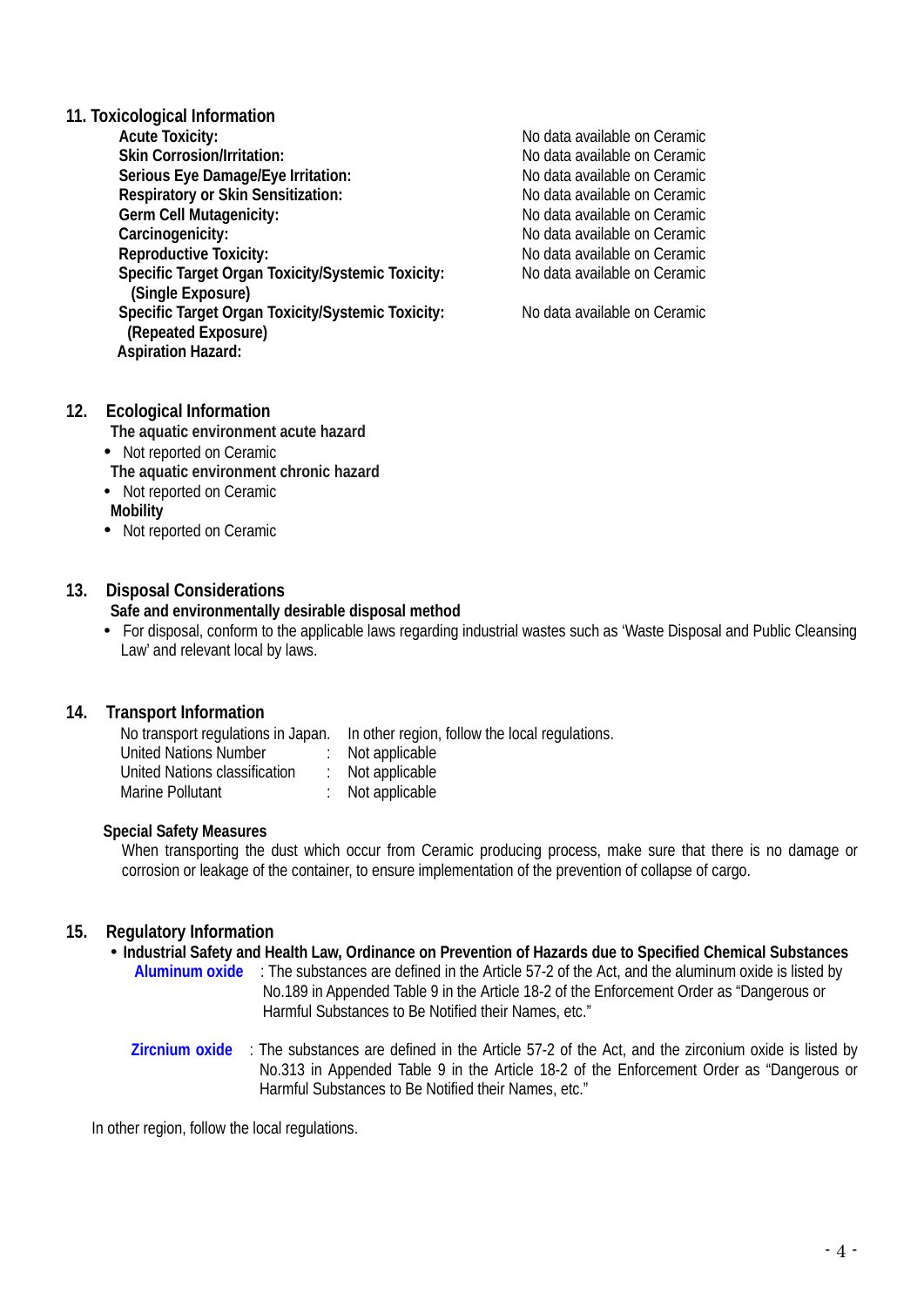## 11. Toxicological Information

| | |
|---|---|
| **Acute Toxicity:** | No data available on Ceramic |
| **Skin Corrosion/Irritation:** | No data available on Ceramic |
| **Serious Eye Damage/Eye Irritation:** | No data available on Ceramic |
| **Respiratory or Skin Sensitization:** | No data available on Ceramic |
| **Germ Cell Mutagenicity:** | No data available on Ceramic |
| **Carcinogenicity:** | No data available on Ceramic |
| **Reproductive Toxicity:** | No data available on Ceramic |
| **Specific Target Organ Toxicity/Systemic Toxicity: (Single Exposure)** | No data available on Ceramic |
| **Specific Target Organ Toxicity/Systemic Toxicity: (Repeated Exposure)** | No data available on Ceramic |
| **Aspiration Hazard:** | |

## 12. Ecological Information

**The aquatic environment acute hazard**

- Not reported on Ceramic

**The aquatic environment chronic hazard**

- Not reported on Ceramic

**Mobility**

- Not reported on Ceramic

## 13. Disposal Considerations

**Safe and environmentally desirable disposal method**

- For disposal, conform to the applicable laws regarding industrial wastes such as 'Waste Disposal and Public Cleansing Law' and relevant local by laws.

## 14. Transport Information

No transport regulations in Japan. In other region, follow the local regulations.

| | | |
|---|---|---|
| United Nations Number | : | Not applicable |
| United Nations classification | : | Not applicable |
| Marine Pollutant | : | Not applicable |

**Special Safety Measures**

When transporting the dust which occur from Ceramic producing process, make sure that there is no damage or corrosion or leakage of the container, to ensure implementation of the prevention of collapse of cargo.

## 15. Regulatory Information

- **Industrial Safety and Health Law, Ordinance on Prevention of Hazards due to Specified Chemical Substances**

  **Aluminum oxide** : The substances are defined in the Article 57-2 of the Act, and the aluminum oxide is listed by No.189 in Appended Table 9 in the Article 18-2 of the Enforcement Order as "Dangerous or Harmful Substances to Be Notified their Names, etc."

  **Zircnium oxide** : The substances are defined in the Article 57-2 of the Act, and the zirconium oxide is listed by No.313 in Appended Table 9 in the Article 18-2 of the Enforcement Order as "Dangerous or Harmful Substances to Be Notified their Names, etc."

In other region, follow the local regulations.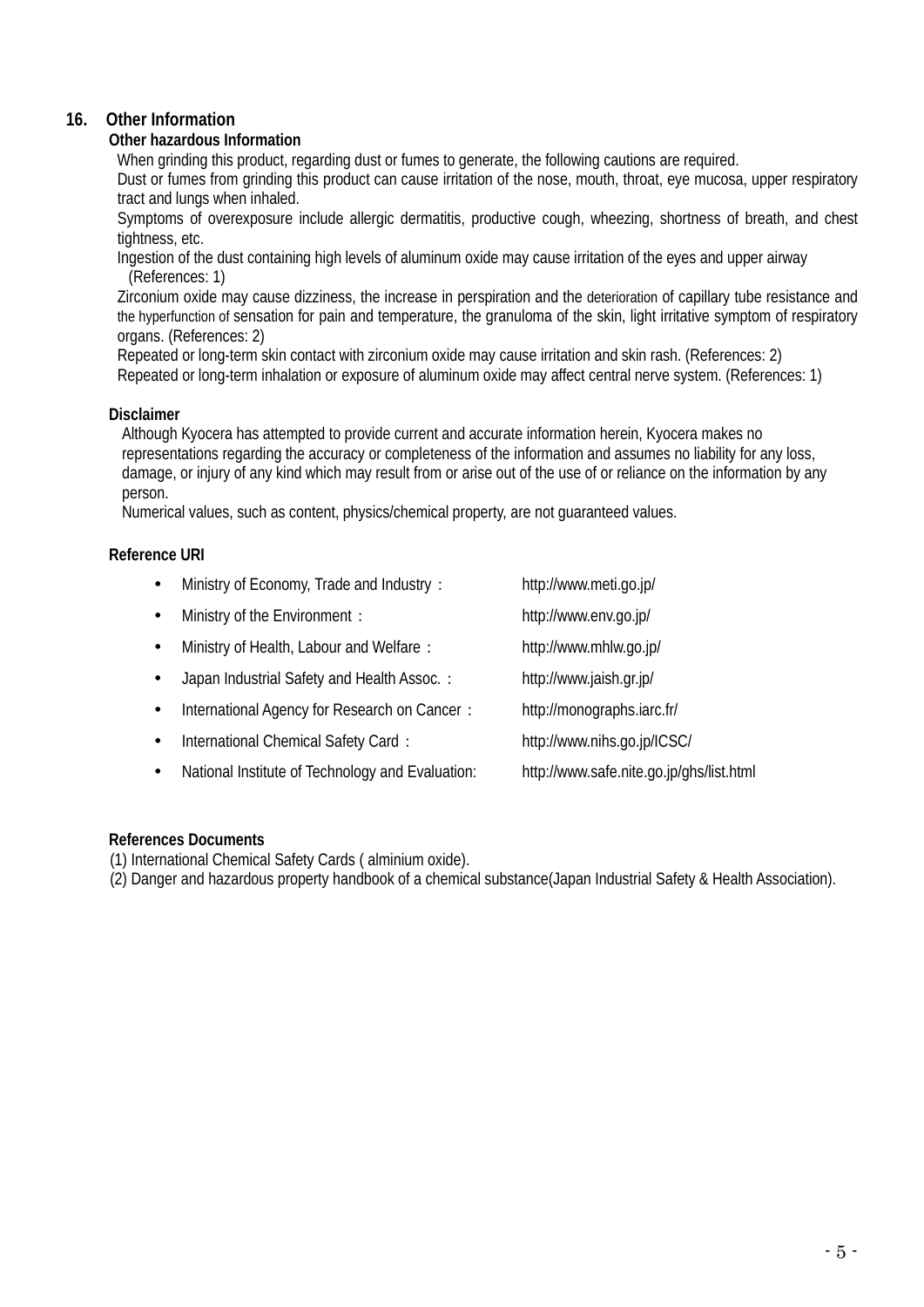## 16. Other Information

### Other hazardous Information

When grinding this product, regarding dust or fumes to generate, the following cautions are required.

Dust or fumes from grinding this product can cause irritation of the nose, mouth, throat, eye mucosa, upper respiratory tract and lungs when inhaled.

Symptoms of overexposure include allergic dermatitis, productive cough, wheezing, shortness of breath, and chest tightness, etc.

Ingestion of the dust containing high levels of aluminum oxide may cause irritation of the eyes and upper airway (References: 1)

Zirconium oxide may cause dizziness, the increase in perspiration and the deterioration of capillary tube resistance and the hyperfunction of sensation for pain and temperature, the granuloma of the skin, light irritative symptom of respiratory organs. (References: 2)

Repeated or long-term skin contact with zirconium oxide may cause irritation and skin rash. (References: 2)

Repeated or long-term inhalation or exposure of aluminum oxide may affect central nerve system. (References: 1)

### Disclaimer

Although Kyocera has attempted to provide current and accurate information herein, Kyocera makes no representations regarding the accuracy or completeness of the information and assumes no liability for any loss, damage, or injury of any kind which may result from or arise out of the use of or reliance on the information by any person.

Numerical values, such as content, physics/chemical property, are not guaranteed values.

### Reference URI

- Ministry of Economy, Trade and Industry： http://www.meti.go.jp/
- Ministry of the Environment： http://www.env.go.jp/
- Ministry of Health, Labour and Welfare： http://www.mhlw.go.jp/
- Japan Industrial Safety and Health Assoc.： http://www.jaish.gr.jp/
- International Agency for Research on Cancer： http://monographs.iarc.fr/
- International Chemical Safety Card： http://www.nihs.go.jp/ICSC/
- National Institute of Technology and Evaluation: http://www.safe.nite.go.jp/ghs/list.html

### References Documents

(1) International Chemical Safety Cards ( alminium oxide).

(2) Danger and hazardous property handbook of a chemical substance(Japan Industrial Safety & Health Association).